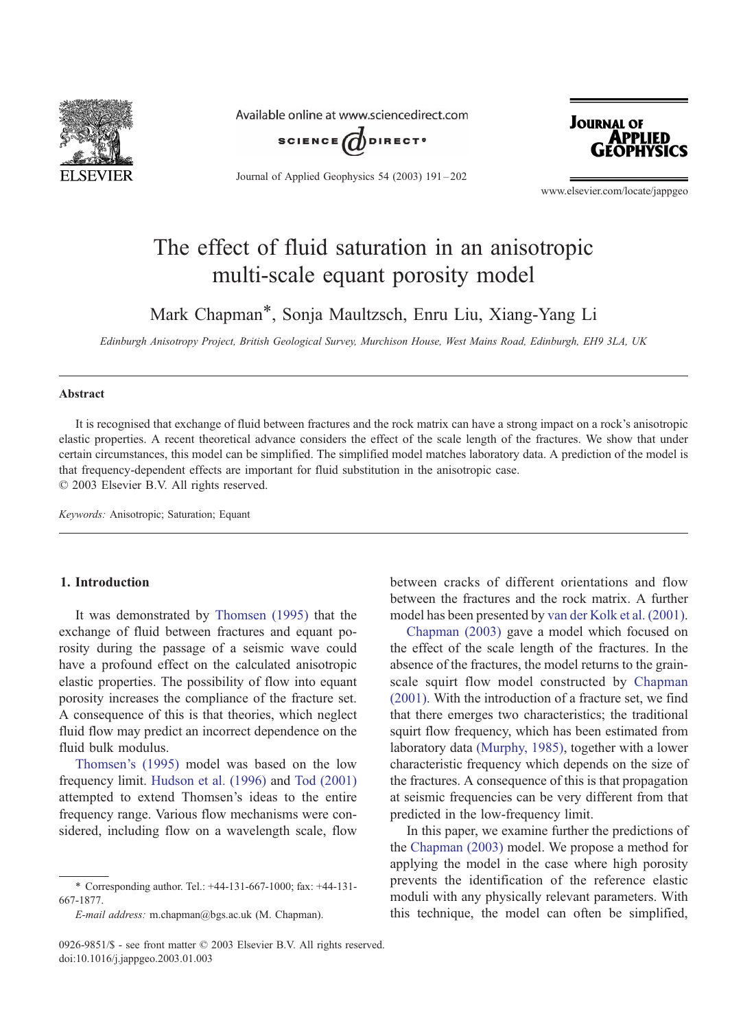# The effect of fluid saturation in an anisotropic multi-scale equant porosity model

Mark Chapman*, Sonja Maultzsch, Enru Liu, Xiang-Yang Li

*Edinburgh Anisotropy Project, British Geological Survey, Murchison House, West Mains Road, Edinburgh, EH9 3LA, UK*

## Abstract

It is recognised that exchange of fluid between fractures and the rock matrix can have a strong impact on a rock's anisotropic elastic properties. A recent theoretical advance considers the effect of the scale length of the fractures. We show that under certain circumstances, this model can be simplified. The simplified model matches laboratory data. A prediction of the model is that frequency-dependent effects are important for fluid substitution in the anisotropic case.

© 2003 Elsevier B.V. All rights reserved.

*Keywords:* Anisotropic; Saturation; Equant

## 1. Introduction

It was demonstrated by Thomsen (1995) that the exchange of fluid between fractures and equant porosity during the passage of a seismic wave could have a profound effect on the calculated anisotropic elastic properties. The possibility of flow into equant porosity increases the compliance of the fracture set. A consequence of this is that theories, which neglect fluid flow may predict an incorrect dependence on the fluid bulk modulus.

Thomsen's (1995) model was based on the low frequency limit. Hudson et al. (1996) and Tod (2001) attempted to extend Thomsen's ideas to the entire frequency range. Various flow mechanisms were considered, including flow on a wavelength scale, flow between cracks of different orientations and flow between the fractures and the rock matrix. A further model has been presented by van der Kolk et al. (2001).

Chapman (2003) gave a model which focused on the effect of the scale length of the fractures. In the absence of the fractures, the model returns to the grain-scale squirt flow model constructed by Chapman (2001). With the introduction of a fracture set, we find that there emerges two characteristics; the traditional squirt flow frequency, which has been estimated from laboratory data (Murphy, 1985), together with a lower characteristic frequency which depends on the size of the fractures. A consequence of this is that propagation at seismic frequencies can be very different from that predicted in the low-frequency limit.

In this paper, we examine further the predictions of the Chapman (2003) model. We propose a method for applying the model in the case where high porosity prevents the identification of the reference elastic moduli with any physically relevant parameters. With this technique, the model can often be simplified,

* Corresponding author. Tel.: +44-131-667-1000; fax: +44-131-667-1877.

*E-mail address:* m.chapman@bgs.ac.uk (M. Chapman).

0926-9851/$ - see front matter © 2003 Elsevier B.V. All rights reserved.
doi:10.1016/j.jappgeo.2003.01.003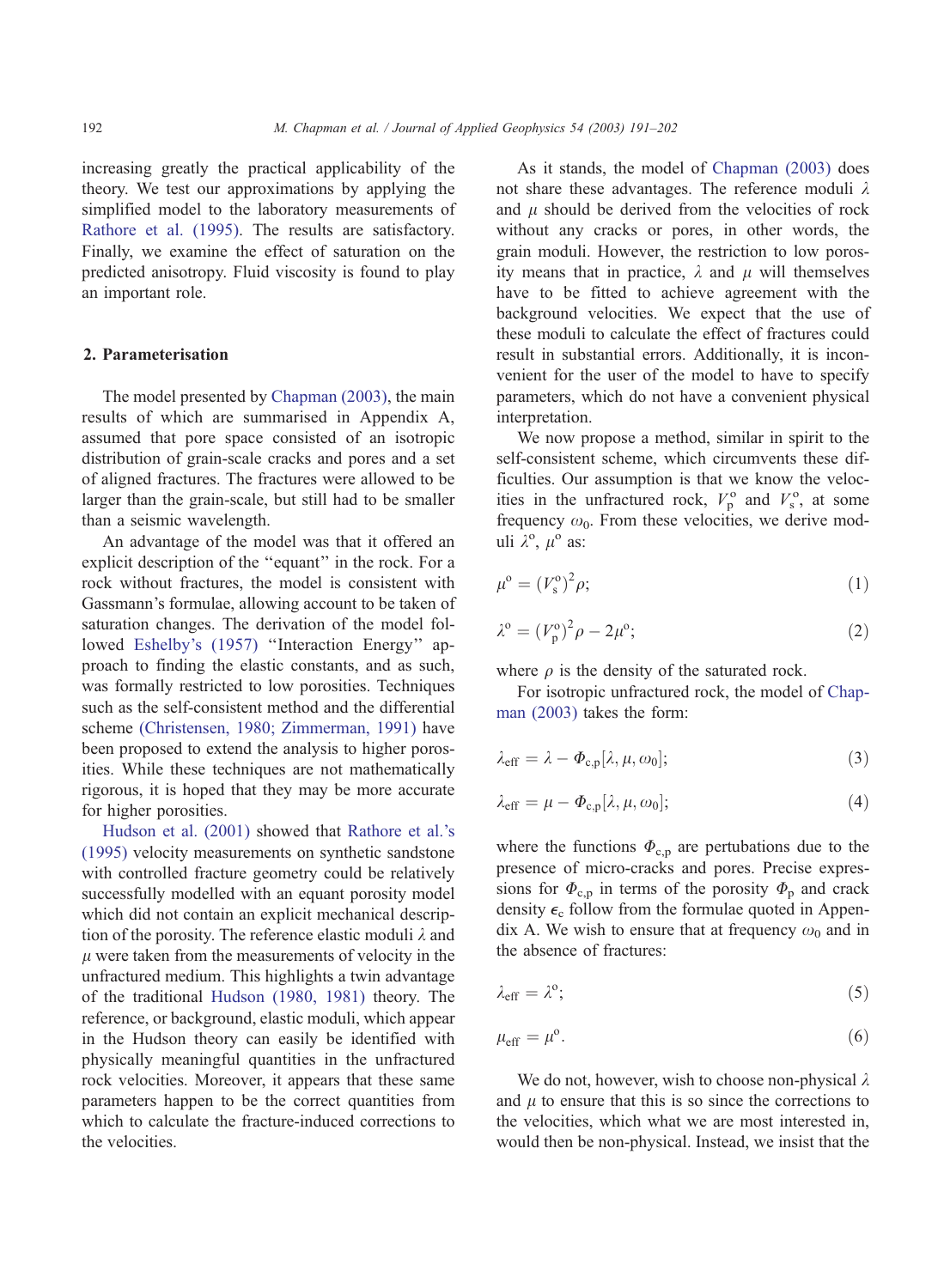increasing greatly the practical applicability of the theory. We test our approximations by applying the simplified model to the laboratory measurements of Rathore et al. (1995). The results are satisfactory. Finally, we examine the effect of saturation on the predicted anisotropy. Fluid viscosity is found to play an important role.

## 2. Parameterisation

The model presented by Chapman (2003), the main results of which are summarised in Appendix A, assumed that pore space consisted of an isotropic distribution of grain-scale cracks and pores and a set of aligned fractures. The fractures were allowed to be larger than the grain-scale, but still had to be smaller than a seismic wavelength.

An advantage of the model was that it offered an explicit description of the "equant" in the rock. For a rock without fractures, the model is consistent with Gassmann's formulae, allowing account to be taken of saturation changes. The derivation of the model followed Eshelby's (1957) "Interaction Energy" approach to finding the elastic constants, and as such, was formally restricted to low porosities. Techniques such as the self-consistent method and the differential scheme (Christensen, 1980; Zimmerman, 1991) have been proposed to extend the analysis to higher porosities. While these techniques are not mathematically rigorous, it is hoped that they may be more accurate for higher porosities.

Hudson et al. (2001) showed that Rathore et al.'s (1995) velocity measurements on synthetic sandstone with controlled fracture geometry could be relatively successfully modelled with an equant porosity model which did not contain an explicit mechanical description of the porosity. The reference elastic moduli $\lambda$ and $\mu$ were taken from the measurements of velocity in the unfractured medium. This highlights a twin advantage of the traditional Hudson (1980, 1981) theory. The reference, or background, elastic moduli, which appear in the Hudson theory can easily be identified with physically meaningful quantities in the unfractured rock velocities. Moreover, it appears that these same parameters happen to be the correct quantities from which to calculate the fracture-induced corrections to the velocities.

As it stands, the model of Chapman (2003) does not share these advantages. The reference moduli $\lambda$ and $\mu$ should be derived from the velocities of rock without any cracks or pores, in other words, the grain moduli. However, the restriction to low porosity means that in practice, $\lambda$ and $\mu$ will themselves have to be fitted to achieve agreement with the background velocities. We expect that the use of these moduli to calculate the effect of fractures could result in substantial errors. Additionally, it is inconvenient for the user of the model to have to specify parameters, which do not have a convenient physical interpretation.

We now propose a method, similar in spirit to the self-consistent scheme, which circumvents these difficulties. Our assumption is that we know the velocities in the unfractured rock, $V_{\mathrm{p}}^{\mathrm{o}}$ and $V_{\mathrm{s}}^{\mathrm{o}}$, at some frequency $\omega_0$. From these velocities, we derive moduli $\lambda^{\mathrm{o}}$, $\mu^{\mathrm{o}}$ as:

$$\mu^{\mathrm{o}} = (V_{\mathrm{s}}^{\mathrm{o}})^2 \rho; \tag{1}$$

$$\lambda^{\mathrm{o}} = (V_{\mathrm{p}}^{\mathrm{o}})^2 \rho - 2\mu^{\mathrm{o}}; \tag{2}$$

where $\rho$ is the density of the saturated rock.

For isotropic unfractured rock, the model of Chapman (2003) takes the form:

$$\lambda_{\mathrm{eff}} = \lambda - \Phi_{\mathrm{c,p}}[\lambda, \mu, \omega_0]; \tag{3}$$

$$\lambda_{\mathrm{eff}} = \mu - \Phi_{\mathrm{c,p}}[\lambda, \mu, \omega_0]; \tag{4}$$

where the functions $\Phi_{\mathrm{c,p}}$ are pertubations due to the presence of micro-cracks and pores. Precise expressions for $\Phi_{\mathrm{c,p}}$ in terms of the porosity $\Phi_{\mathrm{p}}$ and crack density $\epsilon_{\mathrm{c}}$ follow from the formulae quoted in Appendix A. We wish to ensure that at frequency $\omega_0$ and in the absence of fractures:

$$\lambda_{\mathrm{eff}} = \lambda^{\mathrm{o}}; \tag{5}$$

$$\mu_{\mathrm{eff}} = \mu^{\mathrm{o}}. \tag{6}$$

We do not, however, wish to choose non-physical $\lambda$ and $\mu$ to ensure that this is so since the corrections to the velocities, which what we are most interested in, would then be non-physical. Instead, we insist that the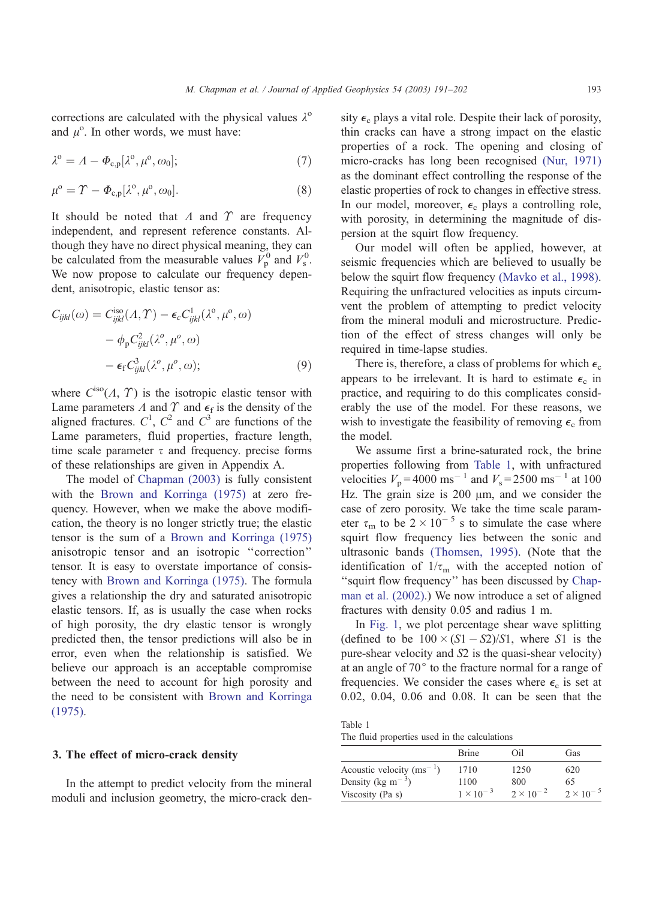corrections are calculated with the physical values $\lambda^{\mathrm{o}}$ and $\mu^{\mathrm{o}}$. In other words, we must have:

$$\lambda^{\mathrm{o}} = \Lambda - \Phi_{\mathrm{c,p}}[\lambda^{\mathrm{o}}, \mu^{\mathrm{o}}, \omega_0]; \tag{7}$$

$$\mu^{\mathrm{o}} = \Upsilon - \Phi_{\mathrm{c,p}}[\lambda^{\mathrm{o}}, \mu^{\mathrm{o}}, \omega_0]. \tag{8}$$

It should be noted that $\Lambda$ and $\Upsilon$ are frequency independent, and represent reference constants. Although they have no direct physical meaning, they can be calculated from the measurable values $V_{\mathrm{p}}^0$ and $V_{\mathrm{s}}^0$. We now propose to calculate our frequency dependent, anisotropic, elastic tensor as:

$$\begin{aligned} C_{ijkl}(\omega) = {} & C_{ijkl}^{\mathrm{iso}}(\Lambda, \Upsilon) - \epsilon_c C_{ijkl}^1(\lambda^{\mathrm{o}}, \mu^{\mathrm{o}}, \omega) \\ & - \phi_{\mathrm{p}} C_{ijkl}^2(\lambda^o, \mu^o, \omega) \\ & - \epsilon_{\mathrm{f}} C_{ijkl}^3(\lambda^o, \mu^o, \omega); \end{aligned} \tag{9}$$

where $C^{\mathrm{iso}}(\Lambda, \Upsilon)$ is the isotropic elastic tensor with Lame parameters $\Lambda$ and $\Upsilon$ and $\epsilon_{\mathrm{f}}$ is the density of the aligned fractures. $C^1$, $C^2$ and $C^3$ are functions of the Lame parameters, fluid properties, fracture length, time scale parameter $\tau$ and frequency. precise forms of these relationships are given in Appendix A.

The model of Chapman (2003) is fully consistent with the Brown and Korringa (1975) at zero frequency. However, when we make the above modification, the theory is no longer strictly true; the elastic tensor is the sum of a Brown and Korringa (1975) anisotropic tensor and an isotropic "correction" tensor. It is easy to overstate importance of consistency with Brown and Korringa (1975). The formula gives a relationship the dry and saturated anisotropic elastic tensors. If, as is usually the case when rocks of high porosity, the dry elastic tensor is wrongly predicted then, the tensor predictions will also be in error, even when the relationship is satisfied. We believe our approach is an acceptable compromise between the need to account for high porosity and the need to be consistent with Brown and Korringa (1975).

## 3. The effect of micro-crack density

In the attempt to predict velocity from the mineral moduli and inclusion geometry, the micro-crack density $\epsilon_{\mathrm{c}}$ plays a vital role. Despite their lack of porosity, thin cracks can have a strong impact on the elastic properties of a rock. The opening and closing of micro-cracks has long been recognised (Nur, 1971) as the dominant effect controlling the response of the elastic properties of rock to changes in effective stress. In our model, moreover, $\epsilon_{\mathrm{c}}$ plays a controlling role, with porosity, in determining the magnitude of dispersion at the squirt flow frequency.

Our model will often be applied, however, at seismic frequencies which are believed to usually be below the squirt flow frequency (Mavko et al., 1998). Requiring the unfractured velocities as inputs circumvent the problem of attempting to predict velocity from the mineral moduli and microstructure. Prediction of the effect of stress changes will only be required in time-lapse studies.

There is, therefore, a class of problems for which $\epsilon_{\mathrm{c}}$ appears to be irrelevant. It is hard to estimate $\epsilon_{\mathrm{c}}$ in practice, and requiring to do this complicates considerably the use of the model. For these reasons, we wish to investigate the feasibility of removing $\epsilon_{\mathrm{c}}$ from the model.

We assume first a brine-saturated rock, the brine properties following from Table 1, with unfractured velocities $V_{\mathrm{p}} = 4000$ ms$^{-1}$ and $V_{\mathrm{s}} = 2500$ ms$^{-1}$ at 100 Hz. The grain size is 200 μm, and we consider the case of zero porosity. We take the time scale parameter $\tau_{\mathrm{m}}$ to be $2 \times 10^{-5}$ s to simulate the case where squirt flow frequency lies between the sonic and ultrasonic bands (Thomsen, 1995). (Note that the identification of $1/\tau_{\mathrm{m}}$ with the accepted notion of "squirt flow frequency" has been discussed by Chapman et al. (2002).) We now introduce a set of aligned fractures with density 0.05 and radius 1 m.

In Fig. 1, we plot percentage shear wave splitting (defined to be $100 \times (S1 - S2)/S1$, where $S1$ is the pure-shear velocity and $S2$ is the quasi-shear velocity) at an angle of 70° to the fracture normal for a range of frequencies. We consider the cases where $\epsilon_{\mathrm{c}}$ is set at 0.02, 0.04, 0.06 and 0.08. It can be seen that the

Table 1
The fluid properties used in the calculations

| | Brine | Oil | Gas |
|---|---|---|---|
| Acoustic velocity (ms$^{-1}$) | 1710 | 1250 | 620 |
| Density (kg m$^{-3}$) | 1100 | 800 | 65 |
| Viscosity (Pa s) | $1 \times 10^{-3}$ | $2 \times 10^{-2}$ | $2 \times 10^{-5}$ |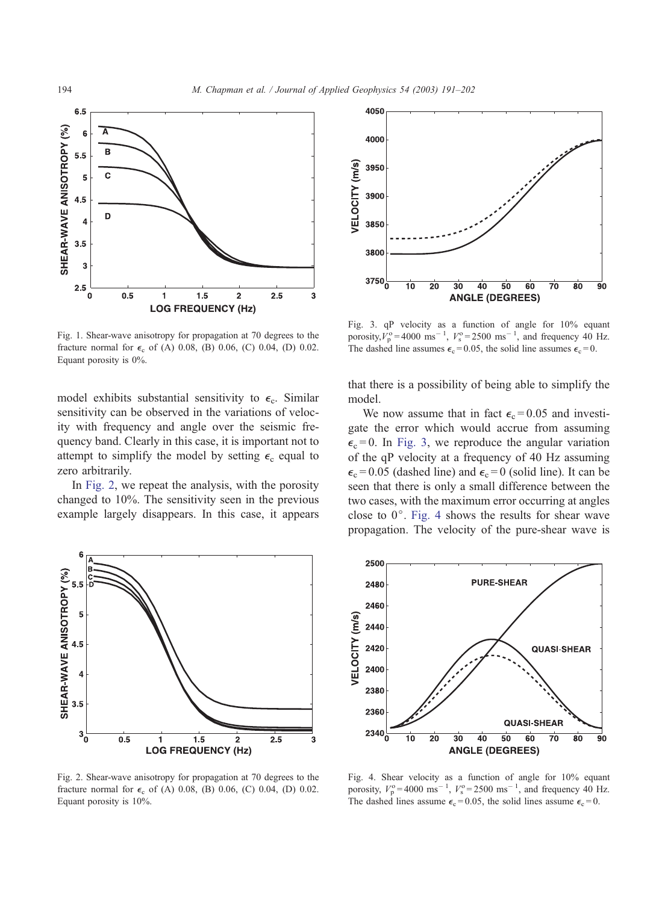Fig. 1. Shear-wave anisotropy for propagation at 70 degrees to the fracture normal for $\epsilon_c$ of (A) 0.08, (B) 0.06, (C) 0.04, (D) 0.02. Equant porosity is 0%.

model exhibits substantial sensitivity to $\epsilon_c$. Similar sensitivity can be observed in the variations of velocity with frequency and angle over the seismic frequency band. Clearly in this case, it is important not to attempt to simplify the model by setting $\epsilon_c$ equal to zero arbitrarily.

In Fig. 2, we repeat the analysis, with the porosity changed to 10%. The sensitivity seen in the previous example largely disappears. In this case, it appears that there is a possibility of being able to simplify the model.

We now assume that in fact $\epsilon_c = 0.05$ and investigate the error which would accrue from assuming $\epsilon_c = 0$. In Fig. 3, we reproduce the angular variation of the qP velocity at a frequency of 40 Hz assuming $\epsilon_c = 0.05$ (dashed line) and $\epsilon_c = 0$ (solid line). It can be seen that there is only a small difference between the two cases, with the maximum error occurring at angles close to 0°. Fig. 4 shows the results for shear wave propagation. The velocity of the pure-shear wave is

Fig. 2. Shear-wave anisotropy for propagation at 70 degrees to the fracture normal for $\epsilon_c$ of (A) 0.08, (B) 0.06, (C) 0.04, (D) 0.02. Equant porosity is 10%.

Fig. 3. qP velocity as a function of angle for 10% equant porosity, $V_p^o = 4000$ ms$^{-1}$, $V_s^o = 2500$ ms$^{-1}$, and frequency 40 Hz. The dashed line assumes $\epsilon_c = 0.05$, the solid line assumes $\epsilon_c = 0$.

Fig. 4. Shear velocity as a function of angle for 10% equant porosity, $V_p^o = 4000$ ms$^{-1}$, $V_s^o = 2500$ ms$^{-1}$, and frequency 40 Hz. The dashed lines assume $\epsilon_c = 0.05$, the solid lines assume $\epsilon_c = 0$.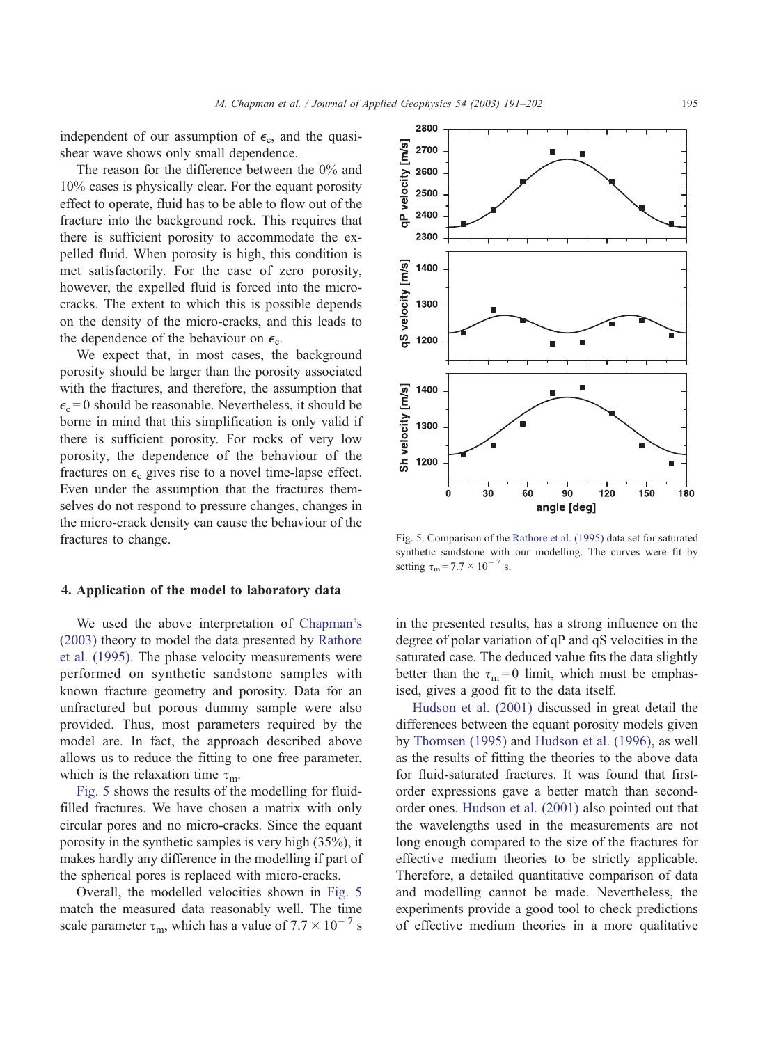independent of our assumption of $\epsilon_c$, and the quasi-shear wave shows only small dependence.

The reason for the difference between the 0% and 10% cases is physically clear. For the equant porosity effect to operate, fluid has to be able to flow out of the fracture into the background rock. This requires that there is sufficient porosity to accommodate the expelled fluid. When porosity is high, this condition is met satisfactorily. For the case of zero porosity, however, the expelled fluid is forced into the micro-cracks. The extent to which this is possible depends on the density of the micro-cracks, and this leads to the dependence of the behaviour on $\epsilon_c$.

We expect that, in most cases, the background porosity should be larger than the porosity associated with the fractures, and therefore, the assumption that $\epsilon_c = 0$ should be reasonable. Nevertheless, it should be borne in mind that this simplification is only valid if there is sufficient porosity. For rocks of very low porosity, the dependence of the behaviour of the fractures on $\epsilon_c$ gives rise to a novel time-lapse effect. Even under the assumption that the fractures themselves do not respond to pressure changes, changes in the micro-crack density can cause the behaviour of the fractures to change.

## 4. Application of the model to laboratory data

We used the above interpretation of Chapman's (2003) theory to model the data presented by Rathore et al. (1995). The phase velocity measurements were performed on synthetic sandstone samples with known fracture geometry and porosity. Data for an unfractured but porous dummy sample were also provided. Thus, most parameters required by the model are. In fact, the approach described above allows us to reduce the fitting to one free parameter, which is the relaxation time $\tau_m$.

Fig. 5 shows the results of the modelling for fluid-filled fractures. We have chosen a matrix with only circular pores and no micro-cracks. Since the equant porosity in the synthetic samples is very high (35%), it makes hardly any difference in the modelling if part of the spherical pores is replaced with micro-cracks.

Overall, the modelled velocities shown in Fig. 5 match the measured data reasonably well. The time scale parameter $\tau_m$, which has a value of $7.7 \times 10^{-7}$ s in the presented results, has a strong influence on the degree of polar variation of qP and qS velocities in the saturated case. The deduced value fits the data slightly better than the $\tau_m = 0$ limit, which must be emphasised, gives a good fit to the data itself.

Fig. 5. Comparison of the Rathore et al. (1995) data set for saturated synthetic sandstone with our modelling. The curves were fit by setting $\tau_m = 7.7 \times 10^{-7}$ s.

Hudson et al. (2001) discussed in great detail the differences between the equant porosity models given by Thomsen (1995) and Hudson et al. (1996), as well as the results of fitting the theories to the above data for fluid-saturated fractures. It was found that first-order expressions gave a better match than second-order ones. Hudson et al. (2001) also pointed out that the wavelengths used in the measurements are not long enough compared to the size of the fractures for effective medium theories to be strictly applicable. Therefore, a detailed quantitative comparison of data and modelling cannot be made. Nevertheless, the experiments provide a good tool to check predictions of effective medium theories in a more qualitative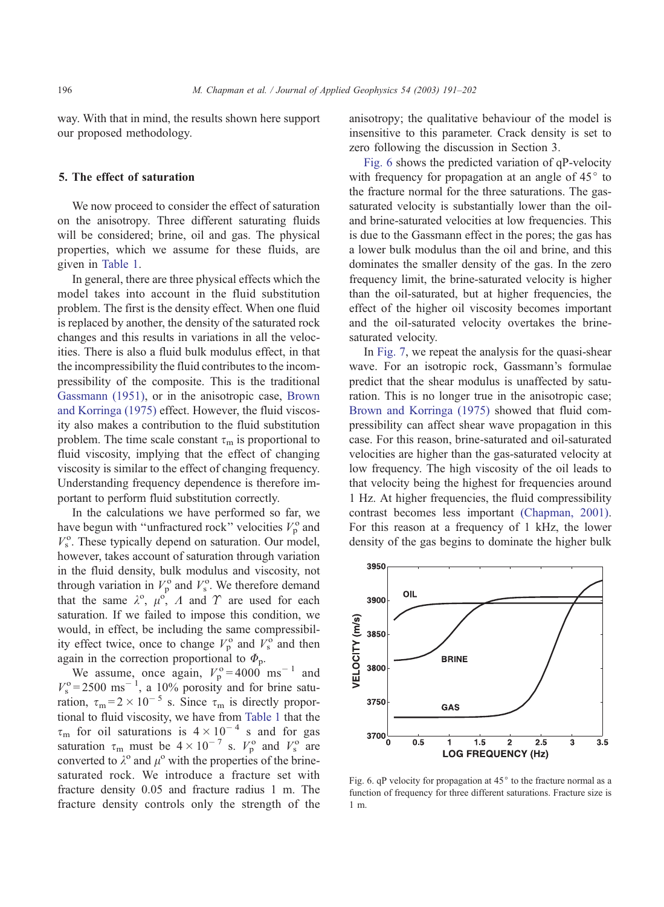way. With that in mind, the results shown here support our proposed methodology.

## 5. The effect of saturation

We now proceed to consider the effect of saturation on the anisotropy. Three different saturating fluids will be considered; brine, oil and gas. The physical properties, which we assume for these fluids, are given in Table 1.

In general, there are three physical effects which the model takes into account in the fluid substitution problem. The first is the density effect. When one fluid is replaced by another, the density of the saturated rock changes and this results in variations in all the velocities. There is also a fluid bulk modulus effect, in that the incompressibility the fluid contributes to the incompressibility of the composite. This is the traditional Gassmann (1951), or in the anisotropic case, Brown and Korringa (1975) effect. However, the fluid viscosity also makes a contribution to the fluid substitution problem. The time scale constant $\tau_m$ is proportional to fluid viscosity, implying that the effect of changing viscosity is similar to the effect of changing frequency. Understanding frequency dependence is therefore important to perform fluid substitution correctly.

In the calculations we have performed so far, we have begun with "unfractured rock" velocities $V_p^o$ and $V_s^o$. These typically depend on saturation. Our model, however, takes account of saturation through variation in the fluid density, bulk modulus and viscosity, not through variation in $V_p^o$ and $V_s^o$. We therefore demand that the same $\lambda^o$, $\mu^o$, $\Lambda$ and $\Upsilon$ are used for each saturation. If we failed to impose this condition, we would, in effect, be including the same compressibility effect twice, once to change $V_p^o$ and $V_s^o$ and then again in the correction proportional to $\Phi_p$.

We assume, once again, $V_p^o = 4000$ ms$^{-1}$ and $V_s^o = 2500$ ms$^{-1}$, a 10% porosity and for brine saturation, $\tau_m = 2 \times 10^{-5}$ s. Since $\tau_m$ is directly proportional to fluid viscosity, we have from Table 1 that the $\tau_m$ for oil saturations is $4 \times 10^{-4}$ s and for gas saturation $\tau_m$ must be $4 \times 10^{-7}$ s. $V_p^o$ and $V_s^o$ are converted to $\lambda^o$ and $\mu^o$ with the properties of the brine-saturated rock. We introduce a fracture set with fracture density 0.05 and fracture radius 1 m. The fracture density controls only the strength of the anisotropy; the qualitative behaviour of the model is insensitive to this parameter. Crack density is set to zero following the discussion in Section 3.

Fig. 6 shows the predicted variation of qP-velocity with frequency for propagation at an angle of 45° to the fracture normal for the three saturations. The gas-saturated velocity is substantially lower than the oil- and brine-saturated velocities at low frequencies. This is due to the Gassmann effect in the pores; the gas has a lower bulk modulus than the oil and brine, and this dominates the smaller density of the gas. In the zero frequency limit, the brine-saturated velocity is higher than the oil-saturated, but at higher frequencies, the effect of the higher oil viscosity becomes important and the oil-saturated velocity overtakes the brine-saturated velocity.

In Fig. 7, we repeat the analysis for the quasi-shear wave. For an isotropic rock, Gassmann's formulae predict that the shear modulus is unaffected by saturation. This is no longer true in the anisotropic case; Brown and Korringa (1975) showed that fluid compressibility can affect shear wave propagation in this case. For this reason, brine-saturated and oil-saturated velocities are higher than the gas-saturated velocity at low frequency. The high viscosity of the oil leads to that velocity being the highest for frequencies around 1 Hz. At higher frequencies, the fluid compressibility contrast becomes less important (Chapman, 2001). For this reason at a frequency of 1 kHz, the lower density of the gas begins to dominate the higher bulk

Fig. 6. qP velocity for propagation at 45° to the fracture normal as a function of frequency for three different saturations. Fracture size is 1 m.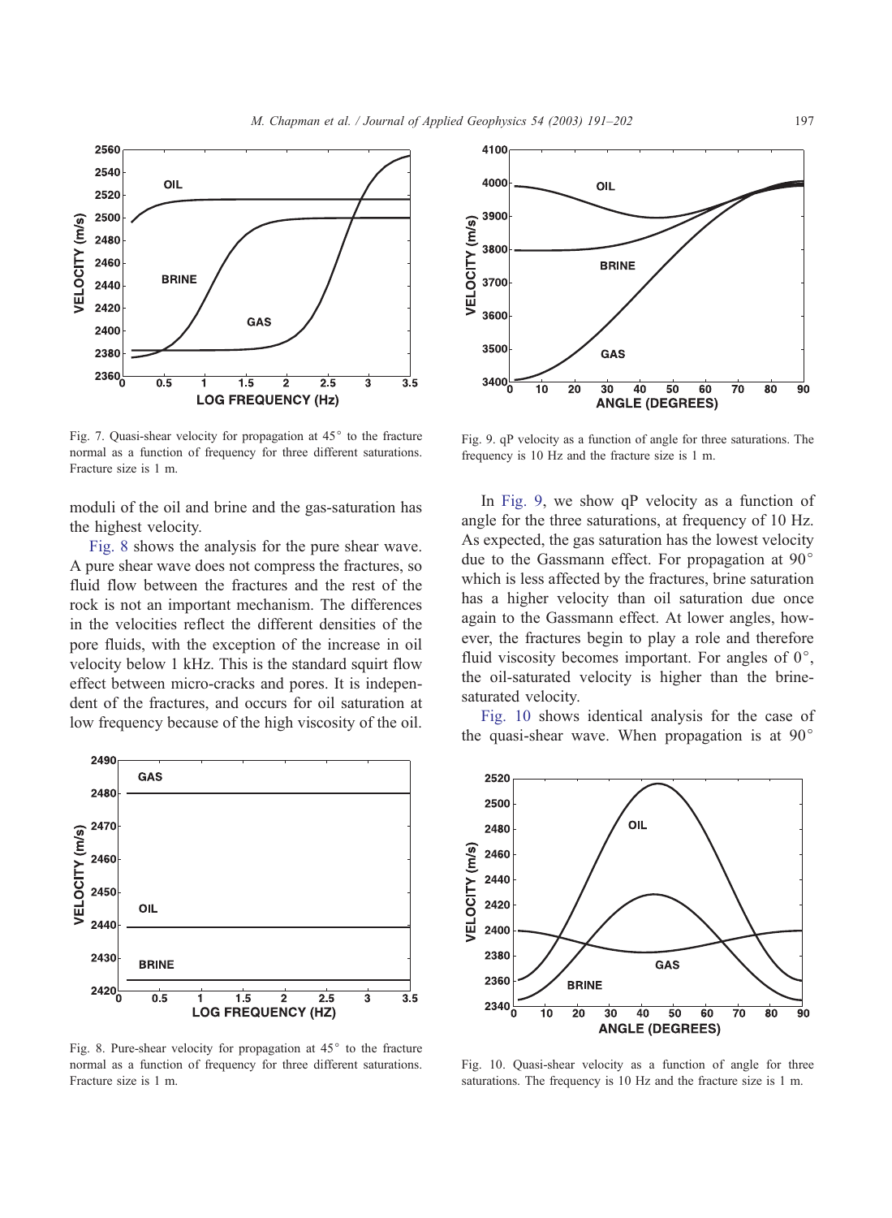Fig. 7. Quasi-shear velocity for propagation at 45° to the fracture normal as a function of frequency for three different saturations. Fracture size is 1 m.

moduli of the oil and brine and the gas-saturation has the highest velocity.

Fig. 8 shows the analysis for the pure shear wave. A pure shear wave does not compress the fractures, so fluid flow between the fractures and the rest of the rock is not an important mechanism. The differences in the velocities reflect the different densities of the pore fluids, with the exception of the increase in oil velocity below 1 kHz. This is the standard squirt flow effect between micro-cracks and pores. It is independent of the fractures, and occurs for oil saturation at low frequency because of the high viscosity of the oil.

Fig. 8. Pure-shear velocity for propagation at 45° to the fracture normal as a function of frequency for three different saturations. Fracture size is 1 m.

Fig. 9. qP velocity as a function of angle for three saturations. The frequency is 10 Hz and the fracture size is 1 m.

In Fig. 9, we show qP velocity as a function of angle for the three saturations, at frequency of 10 Hz. As expected, the gas saturation has the lowest velocity due to the Gassmann effect. For propagation at 90° which is less affected by the fractures, brine saturation has a higher velocity than oil saturation due once again to the Gassmann effect. At lower angles, however, the fractures begin to play a role and therefore fluid viscosity becomes important. For angles of 0°, the oil-saturated velocity is higher than the brine-saturated velocity.

Fig. 10 shows identical analysis for the case of the quasi-shear wave. When propagation is at 90°

Fig. 10. Quasi-shear velocity as a function of angle for three saturations. The frequency is 10 Hz and the fracture size is 1 m.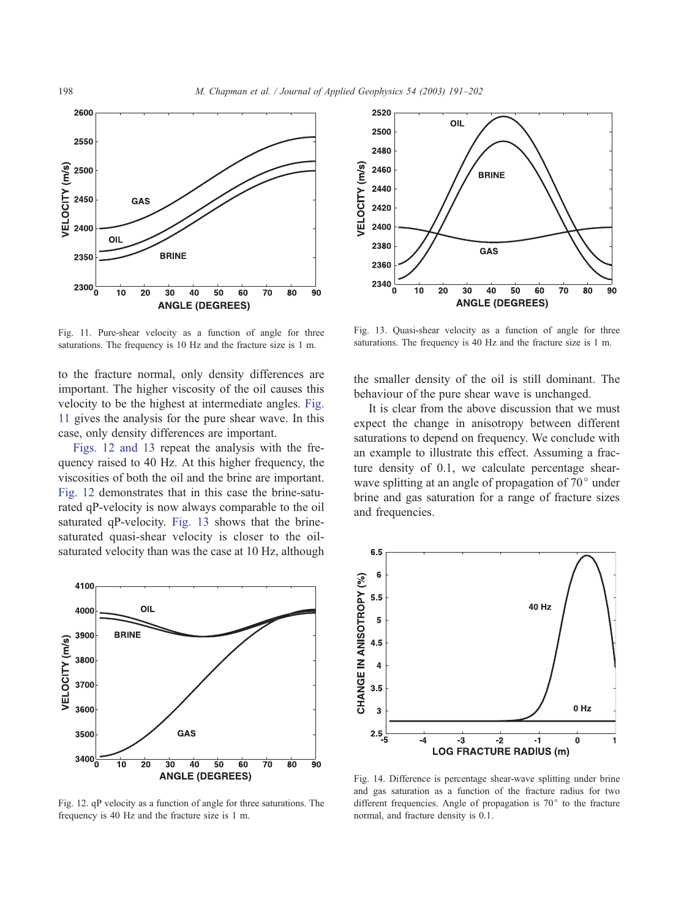Fig. 11. Pure-shear velocity as a function of angle for three saturations. The frequency is 10 Hz and the fracture size is 1 m.

Fig. 13. Quasi-shear velocity as a function of angle for three saturations. The frequency is 40 Hz and the fracture size is 1 m.

to the fracture normal, only density differences are important. The higher viscosity of the oil causes this velocity to be the highest at intermediate angles. Fig. 11 gives the analysis for the pure shear wave. In this case, only density differences are important.

Figs. 12 and 13 repeat the analysis with the frequency raised to 40 Hz. At this higher frequency, the viscosities of both the oil and the brine are important. Fig. 12 demonstrates that in this case the brine-saturated qP-velocity is now always comparable to the oil saturated qP-velocity. Fig. 13 shows that the brine-saturated quasi-shear velocity is closer to the oil-saturated velocity than was the case at 10 Hz, although the smaller density of the oil is still dominant. The behaviour of the pure shear wave is unchanged.

It is clear from the above discussion that we must expect the change in anisotropy between different saturations to depend on frequency. We conclude with an example to illustrate this effect. Assuming a fracture density of 0.1, we calculate percentage shear-wave splitting at an angle of propagation of 70° under brine and gas saturation for a range of fracture sizes and frequencies.

Fig. 12. qP velocity as a function of angle for three saturations. The frequency is 40 Hz and the fracture size is 1 m.

Fig. 14. Difference is percentage shear-wave splitting under brine and gas saturation as a function of the fracture radius for two different frequencies. Angle of propagation is 70° to the fracture normal, and fracture density is 0.1.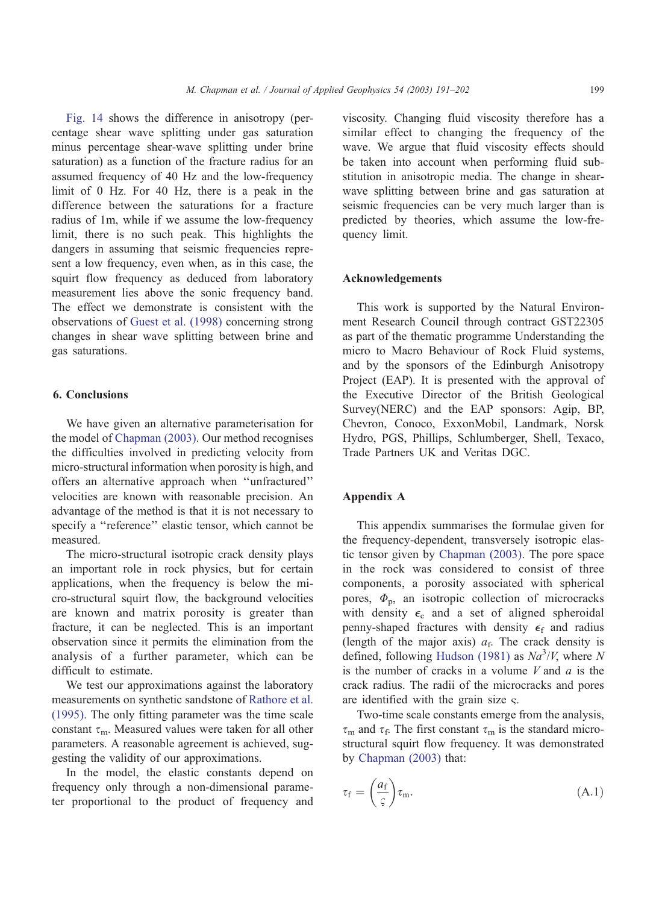Fig. 14 shows the difference in anisotropy (percentage shear wave splitting under gas saturation minus percentage shear-wave splitting under brine saturation) as a function of the fracture radius for an assumed frequency of 40 Hz and the low-frequency limit of 0 Hz. For 40 Hz, there is a peak in the difference between the saturations for a fracture radius of 1m, while if we assume the low-frequency limit, there is no such peak. This highlights the dangers in assuming that seismic frequencies represent a low frequency, even when, as in this case, the squirt flow frequency as deduced from laboratory measurement lies above the sonic frequency band. The effect we demonstrate is consistent with the observations of Guest et al. (1998) concerning strong changes in shear wave splitting between brine and gas saturations.

## 6. Conclusions

We have given an alternative parameterisation for the model of Chapman (2003). Our method recognises the difficulties involved in predicting velocity from micro-structural information when porosity is high, and offers an alternative approach when "unfractured" velocities are known with reasonable precision. An advantage of the method is that it is not necessary to specify a "reference" elastic tensor, which cannot be measured.

The micro-structural isotropic crack density plays an important role in rock physics, but for certain applications, when the frequency is below the micro-structural squirt flow, the background velocities are known and matrix porosity is greater than fracture, it can be neglected. This is an important observation since it permits the elimination from the analysis of a further parameter, which can be difficult to estimate.

We test our approximations against the laboratory measurements on synthetic sandstone of Rathore et al. (1995). The only fitting parameter was the time scale constant $\tau_m$. Measured values were taken for all other parameters. A reasonable agreement is achieved, suggesting the validity of our approximations.

In the model, the elastic constants depend on frequency only through a non-dimensional parameter proportional to the product of frequency and viscosity. Changing fluid viscosity therefore has a similar effect to changing the frequency of the wave. We argue that fluid viscosity effects should be taken into account when performing fluid substitution in anisotropic media. The change in shear-wave splitting between brine and gas saturation at seismic frequencies can be very much larger than is predicted by theories, which assume the low-frequency limit.

## Acknowledgements

This work is supported by the Natural Environment Research Council through contract GST22305 as part of the thematic programme Understanding the micro to Macro Behaviour of Rock Fluid systems, and by the sponsors of the Edinburgh Anisotropy Project (EAP). It is presented with the approval of the Executive Director of the British Geological Survey(NERC) and the EAP sponsors: Agip, BP, Chevron, Conoco, ExxonMobil, Landmark, Norsk Hydro, PGS, Phillips, Schlumberger, Shell, Texaco, Trade Partners UK and Veritas DGC.

## Appendix A

This appendix summarises the formulae given for the frequency-dependent, transversely isotropic elastic tensor given by Chapman (2003). The pore space in the rock was considered to consist of three components, a porosity associated with spherical pores, $\Phi_p$, an isotropic collection of microcracks with density $\epsilon_c$ and a set of aligned spheroidal penny-shaped fractures with density $\epsilon_f$ and radius (length of the major axis) $a_f$. The crack density is defined, following Hudson (1981) as $Na^3/V$, where $N$ is the number of cracks in a volume $V$ and $a$ is the crack radius. The radii of the microcracks and pores are identified with the grain size $\varsigma$.

Two-time scale constants emerge from the analysis, $\tau_m$ and $\tau_f$. The first constant $\tau_m$ is the standard micro-structural squirt flow frequency. It was demonstrated by Chapman (2003) that:

$$\tau_f = \left(\frac{a_f}{\varsigma}\right)\tau_m. \tag{A.1}$$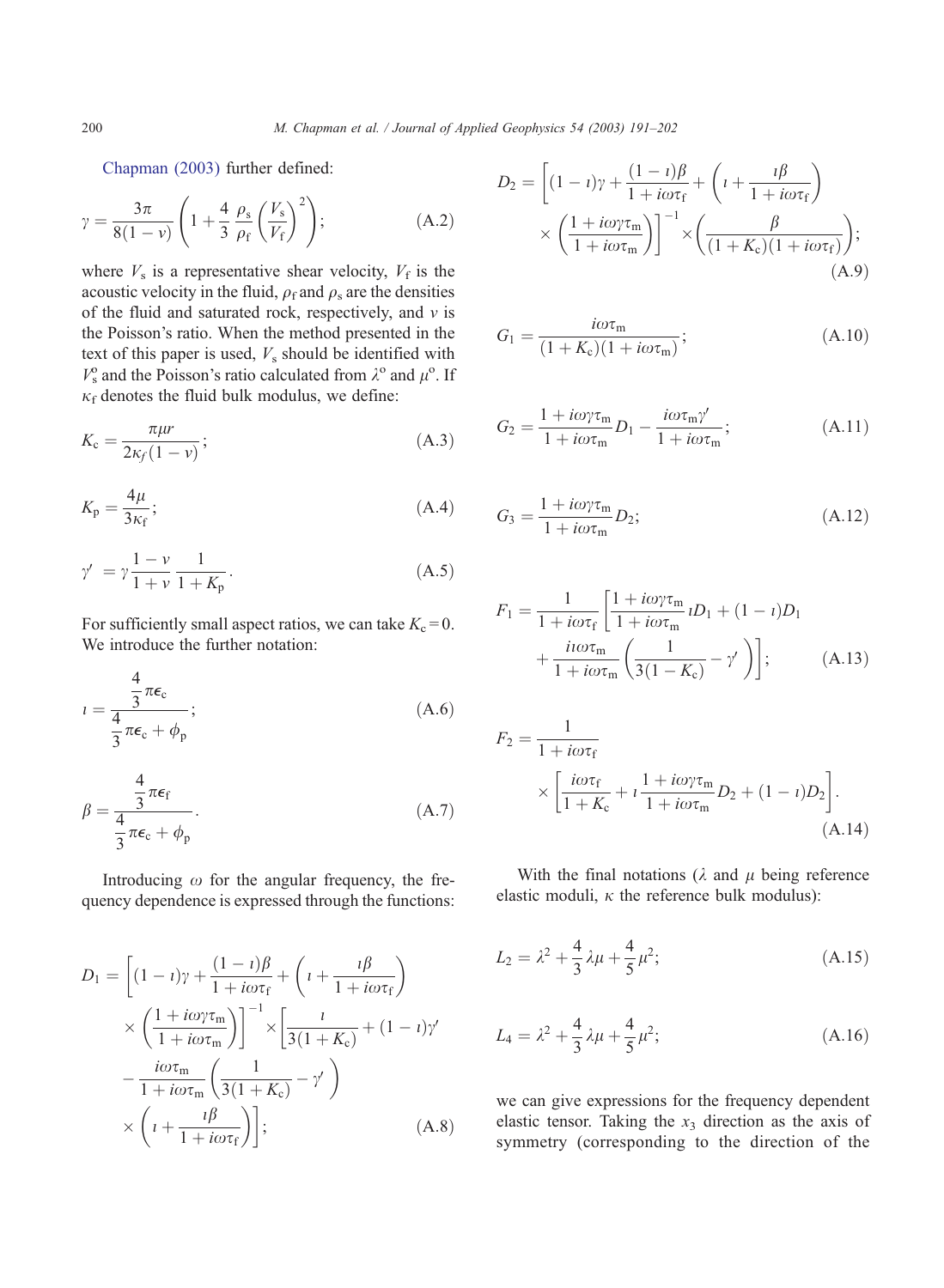Chapman (2003) further defined:

$$\gamma = \frac{3\pi}{8(1-v)}\left(1 + \frac{4}{3}\frac{\rho_s}{\rho_f}\left(\frac{V_s}{V_f}\right)^2\right); \tag{A.2}$$

where $V_s$ is a representative shear velocity, $V_f$ is the acoustic velocity in the fluid, $\rho_f$ and $\rho_s$ are the densities of the fluid and saturated rock, respectively, and $v$ is the Poisson's ratio. When the method presented in the text of this paper is used, $V_s$ should be identified with $V_s^o$ and the Poisson's ratio calculated from $\lambda^o$ and $\mu^o$. If $\kappa_f$ denotes the fluid bulk modulus, we define:

$$K_c = \frac{\pi\mu r}{2\kappa_f(1-v)}; \tag{A.3}$$

$$K_p = \frac{4\mu}{3\kappa_f}; \tag{A.4}$$

$$\gamma' = \gamma\frac{1-v}{1+v}\frac{1}{1+K_p}. \tag{A.5}$$

For sufficiently small aspect ratios, we can take $K_c = 0$. We introduce the further notation:

$$\imath = \frac{\frac{4}{3}\pi\epsilon_c}{\frac{4}{3}\pi\epsilon_c + \phi_p}; \tag{A.6}$$

$$\beta = \frac{\frac{4}{3}\pi\epsilon_f}{\frac{4}{3}\pi\epsilon_c + \phi_p}. \tag{A.7}$$

Introducing $\omega$ for the angular frequency, the frequency dependence is expressed through the functions:

$$D_1 = \left[(1-\imath)\gamma + \frac{(1-\imath)\beta}{1+i\omega\tau_f} + \left(\imath + \frac{\imath\beta}{1+i\omega\tau_f}\right)\times\left(\frac{1+i\omega\gamma\tau_m}{1+i\omega\tau_m}\right)\right]^{-1}\times\left[\frac{\imath}{3(1+K_c)} + (1-\imath)\gamma' - \frac{i\omega\tau_m}{1+i\omega\tau_m}\left(\frac{1}{3(1+K_c)} - \gamma'\right)\times\left(\imath + \frac{\imath\beta}{1+i\omega\tau_f}\right)\right]; \tag{A.8}$$

$$D_2 = \left[(1-\imath)\gamma + \frac{(1-\imath)\beta}{1+i\omega\tau_f} + \left(\imath + \frac{\imath\beta}{1+i\omega\tau_f}\right)\times\left(\frac{1+i\omega\gamma\tau_m}{1+i\omega\tau_m}\right)\right]^{-1}\times\left(\frac{\beta}{(1+K_c)(1+i\omega\tau_f)}\right); \tag{A.9}$$

$$G_1 = \frac{i\omega\tau_m}{(1+K_c)(1+i\omega\tau_m)}; \tag{A.10}$$

$$G_2 = \frac{1+i\omega\gamma\tau_m}{1+i\omega\tau_m}D_1 - \frac{i\omega\tau_m\gamma'}{1+i\omega\tau_m}; \tag{A.11}$$

$$G_3 = \frac{1+i\omega\gamma\tau_m}{1+i\omega\tau_m}D_2; \tag{A.12}$$

$$F_1 = \frac{1}{1+i\omega\tau_f}\left[\frac{1+i\omega\gamma\tau_m}{1+i\omega\tau_m}\imath D_1 + (1-\imath)D_1 + \frac{i\imath\omega\tau_m}{1+i\omega\tau_m}\left(\frac{1}{3(1-K_c)} - \gamma'\right)\right]; \tag{A.13}$$

$$F_2 = \frac{1}{1+i\omega\tau_f}\times\left[\frac{i\omega\tau_f}{1+K_c} + \imath\frac{1+i\omega\gamma\tau_m}{1+i\omega\tau_m}D_2 + (1-\imath)D_2\right]. \tag{A.14}$$

With the final notations ($\lambda$ and $\mu$ being reference elastic moduli, $\kappa$ the reference bulk modulus):

$$L_2 = \lambda^2 + \frac{4}{3}\lambda\mu + \frac{4}{5}\mu^2; \tag{A.15}$$

$$L_4 = \lambda^2 + \frac{4}{3}\lambda\mu + \frac{4}{5}\mu^2; \tag{A.16}$$

we can give expressions for the frequency dependent elastic tensor. Taking the $x_3$ direction as the axis of symmetry (corresponding to the direction of the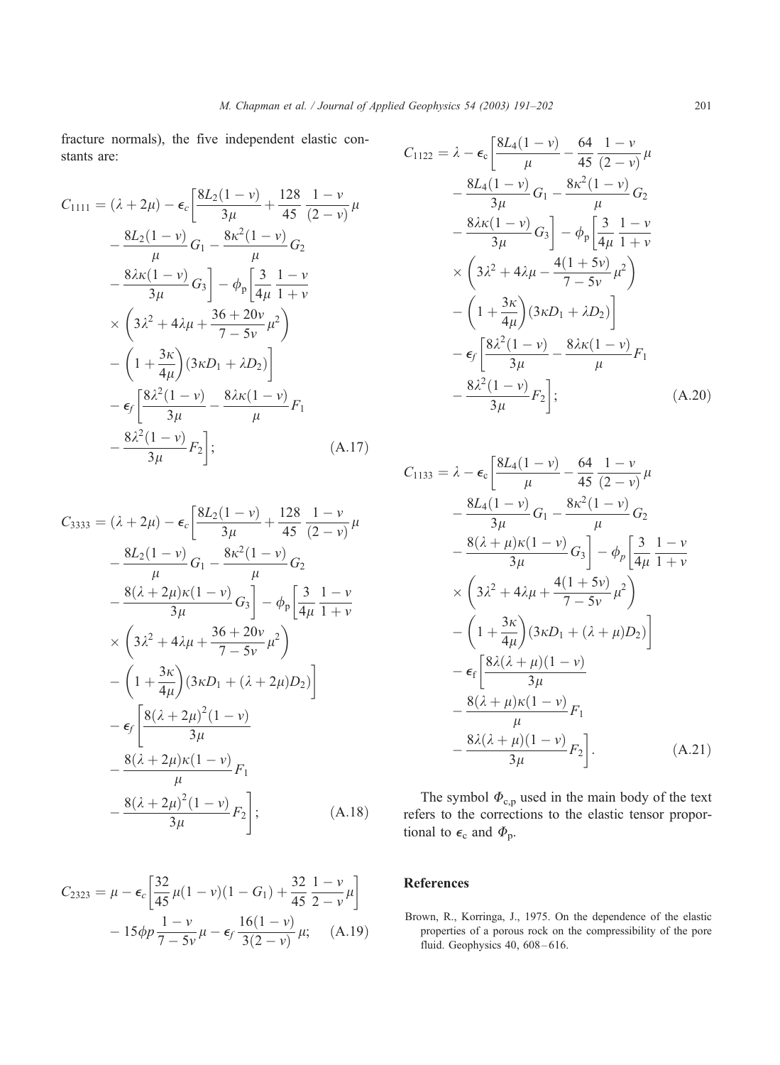fracture normals), the five independent elastic constants are:

$$
\begin{aligned}
C_{1111} = (\lambda+2\mu) - \epsilon_c \Bigg[ & \frac{8L_2(1-v)}{3\mu} + \frac{128}{45}\,\frac{1-v}{(2-v)}\mu \\
& - \frac{8L_2(1-v)}{\mu}G_1 - \frac{8\kappa^2(1-v)}{\mu}G_2 \\
& - \frac{8\lambda\kappa(1-v)}{3\mu}G_3 \Bigg] - \phi_p \Bigg[ \frac{3}{4\mu}\,\frac{1-v}{1+v} \\
& \times \left( 3\lambda^2 + 4\lambda\mu + \frac{36+20v}{7-5v}\mu^2 \right) \\
& - \left( 1 + \frac{3\kappa}{4\mu} \right)(3\kappa D_1 + \lambda D_2) \Bigg] \\
& - \epsilon_f \Bigg[ \frac{8\lambda^2(1-v)}{3\mu} - \frac{8\lambda\kappa(1-v)}{\mu}F_1 \\
& - \frac{8\lambda^2(1-v)}{3\mu}F_2 \Bigg]; \qquad \text{(A.17)}
\end{aligned}
$$

$$
\begin{aligned}
C_{3333} = (\lambda+2\mu) - \epsilon_c \Bigg[ & \frac{8L_2(1-v)}{3\mu} + \frac{128}{45}\,\frac{1-v}{(2-v)}\mu \\
& - \frac{8L_2(1-v)}{\mu}G_1 - \frac{8\kappa^2(1-v)}{\mu}G_2 \\
& - \frac{8(\lambda+2\mu)\kappa(1-v)}{3\mu}G_3 \Bigg] - \phi_p \Bigg[ \frac{3}{4\mu}\,\frac{1-v}{1+v} \\
& \times \left( 3\lambda^2 + 4\lambda\mu + \frac{36+20v}{7-5v}\mu^2 \right) \\
& - \left( 1 + \frac{3\kappa}{4\mu} \right)(3\kappa D_1 + (\lambda+2\mu) D_2) \Bigg] \\
& - \epsilon_f \Bigg[ \frac{8(\lambda+2\mu)^2(1-v)}{3\mu} \\
& - \frac{8(\lambda+2\mu)\kappa(1-v)}{\mu}F_1 \\
& - \frac{8(\lambda+2\mu)^2(1-v)}{3\mu}F_2 \Bigg]; \qquad \text{(A.18)}
\end{aligned}
$$

$$
\begin{aligned}
C_{2323} = \mu - \epsilon_c & \left[ \frac{32}{45}\mu(1-v)(1-G_1) + \frac{32}{45}\,\frac{1-v}{2-v}\mu \right] \\
& - 15\phi p \frac{1-v}{7-5v}\mu - \epsilon_f \frac{16(1-v)}{3(2-v)}\mu; \qquad \text{(A.19)}
\end{aligned}
$$

$$
\begin{aligned}
C_{1122} = \lambda - \epsilon_c \Bigg[ & \frac{8L_4(1-v)}{\mu} - \frac{64}{45}\,\frac{1-v}{(2-v)}\mu \\
& - \frac{8L_4(1-v)}{3\mu}G_1 - \frac{8\kappa^2(1-v)}{\mu}G_2 \\
& - \frac{8\lambda\kappa(1-v)}{3\mu}G_3 \Bigg] - \phi_p \Bigg[ \frac{3}{4\mu}\,\frac{1-v}{1+v} \\
& \times \left( 3\lambda^2 + 4\lambda\mu - \frac{4(1+5v)}{7-5v}\mu^2 \right) \\
& - \left( 1 + \frac{3\kappa}{4\mu} \right)(3\kappa D_1 + \lambda D_2) \Bigg] \\
& - \epsilon_f \Bigg[ \frac{8\lambda^2(1-v)}{3\mu} - \frac{8\lambda\kappa(1-v)}{\mu}F_1 \\
& - \frac{8\lambda^2(1-v)}{3\mu}F_2 \Bigg]; \qquad \text{(A.20)}
\end{aligned}
$$

$$
\begin{aligned}
C_{1133} = \lambda - \epsilon_c \Bigg[ & \frac{8L_4(1-v)}{\mu} - \frac{64}{45}\,\frac{1-v}{(2-v)}\mu \\
& - \frac{8L_4(1-v)}{3\mu}G_1 - \frac{8\kappa^2(1-v)}{\mu}G_2 \\
& - \frac{8(\lambda+\mu)\kappa(1-v)}{3\mu}G_3 \Bigg] - \phi_p \Bigg[ \frac{3}{4\mu}\,\frac{1-v}{1+v} \\
& \times \left( 3\lambda^2 + 4\lambda\mu + \frac{4(1+5v)}{7-5v}\mu^2 \right) \\
& - \left( 1 + \frac{3\kappa}{4\mu} \right)(3\kappa D_1 + (\lambda+\mu) D_2) \Bigg] \\
& - \epsilon_f \Bigg[ \frac{8\lambda(\lambda+\mu)(1-v)}{3\mu} \\
& - \frac{8(\lambda+\mu)\kappa(1-v)}{\mu}F_1 \\
& - \frac{8\lambda(\lambda+\mu)(1-v)}{3\mu}F_2 \Bigg]. \qquad \text{(A.21)}
\end{aligned}
$$

The symbol $\Phi_{c,p}$ used in the main body of the text refers to the corrections to the elastic tensor proportional to $\epsilon_c$ and $\Phi_p$.

## References

Brown, R., Korringa, J., 1975. On the dependence of the elastic properties of a porous rock on the compressibility of the pore fluid. Geophysics 40, 608–616.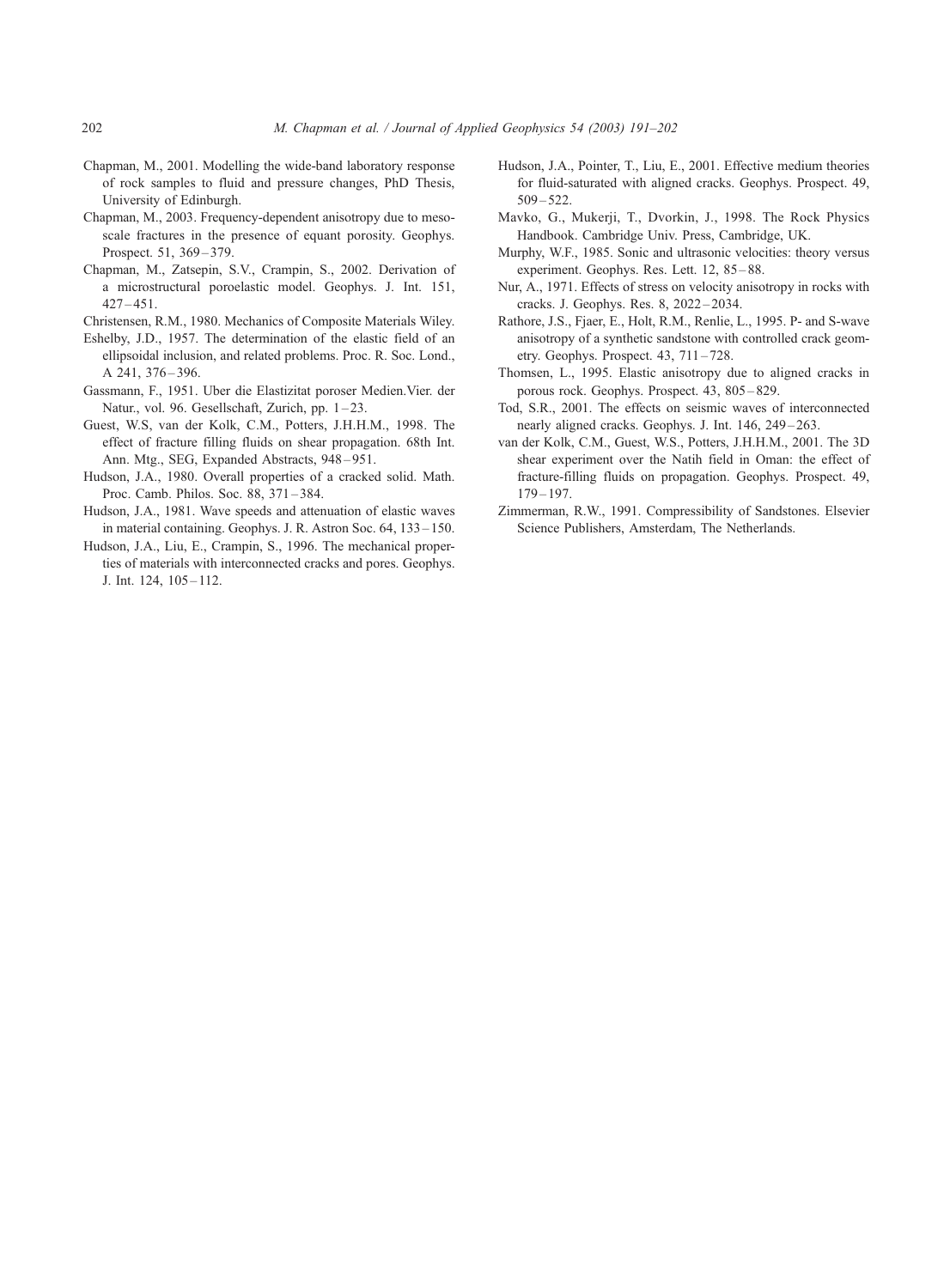Chapman, M., 2001. Modelling the wide-band laboratory response of rock samples to fluid and pressure changes, PhD Thesis, University of Edinburgh.

Chapman, M., 2003. Frequency-dependent anisotropy due to meso-scale fractures in the presence of equant porosity. Geophys. Prospect. 51, 369–379.

Chapman, M., Zatsepin, S.V., Crampin, S., 2002. Derivation of a microstructural poroelastic model. Geophys. J. Int. 151, 427–451.

Christensen, R.M., 1980. Mechanics of Composite Materials Wiley.

Eshelby, J.D., 1957. The determination of the elastic field of an ellipsoidal inclusion, and related problems. Proc. R. Soc. Lond., A 241, 376–396.

Gassmann, F., 1951. Uber die Elastizitat poroser Medien.Vier. der Natur., vol. 96. Gesellschaft, Zurich, pp. 1–23.

Guest, W.S, van der Kolk, C.M., Potters, J.H.H.M., 1998. The effect of fracture filling fluids on shear propagation. 68th Int. Ann. Mtg., SEG, Expanded Abstracts, 948–951.

Hudson, J.A., 1980. Overall properties of a cracked solid. Math. Proc. Camb. Philos. Soc. 88, 371–384.

Hudson, J.A., 1981. Wave speeds and attenuation of elastic waves in material containing. Geophys. J. R. Astron Soc. 64, 133–150.

Hudson, J.A., Liu, E., Crampin, S., 1996. The mechanical properties of materials with interconnected cracks and pores. Geophys. J. Int. 124, 105–112.

Hudson, J.A., Pointer, T., Liu, E., 2001. Effective medium theories for fluid-saturated with aligned cracks. Geophys. Prospect. 49, 509–522.

Mavko, G., Mukerji, T., Dvorkin, J., 1998. The Rock Physics Handbook. Cambridge Univ. Press, Cambridge, UK.

Murphy, W.F., 1985. Sonic and ultrasonic velocities: theory versus experiment. Geophys. Res. Lett. 12, 85–88.

Nur, A., 1971. Effects of stress on velocity anisotropy in rocks with cracks. J. Geophys. Res. 8, 2022–2034.

Rathore, J.S., Fjaer, E., Holt, R.M., Renlie, L., 1995. P- and S-wave anisotropy of a synthetic sandstone with controlled crack geometry. Geophys. Prospect. 43, 711–728.

Thomsen, L., 1995. Elastic anisotropy due to aligned cracks in porous rock. Geophys. Prospect. 43, 805–829.

Tod, S.R., 2001. The effects on seismic waves of interconnected nearly aligned cracks. Geophys. J. Int. 146, 249–263.

van der Kolk, C.M., Guest, W.S., Potters, J.H.H.M., 2001. The 3D shear experiment over the Natih field in Oman: the effect of fracture-filling fluids on propagation. Geophys. Prospect. 49, 179–197.

Zimmerman, R.W., 1991. Compressibility of Sandstones. Elsevier Science Publishers, Amsterdam, The Netherlands.